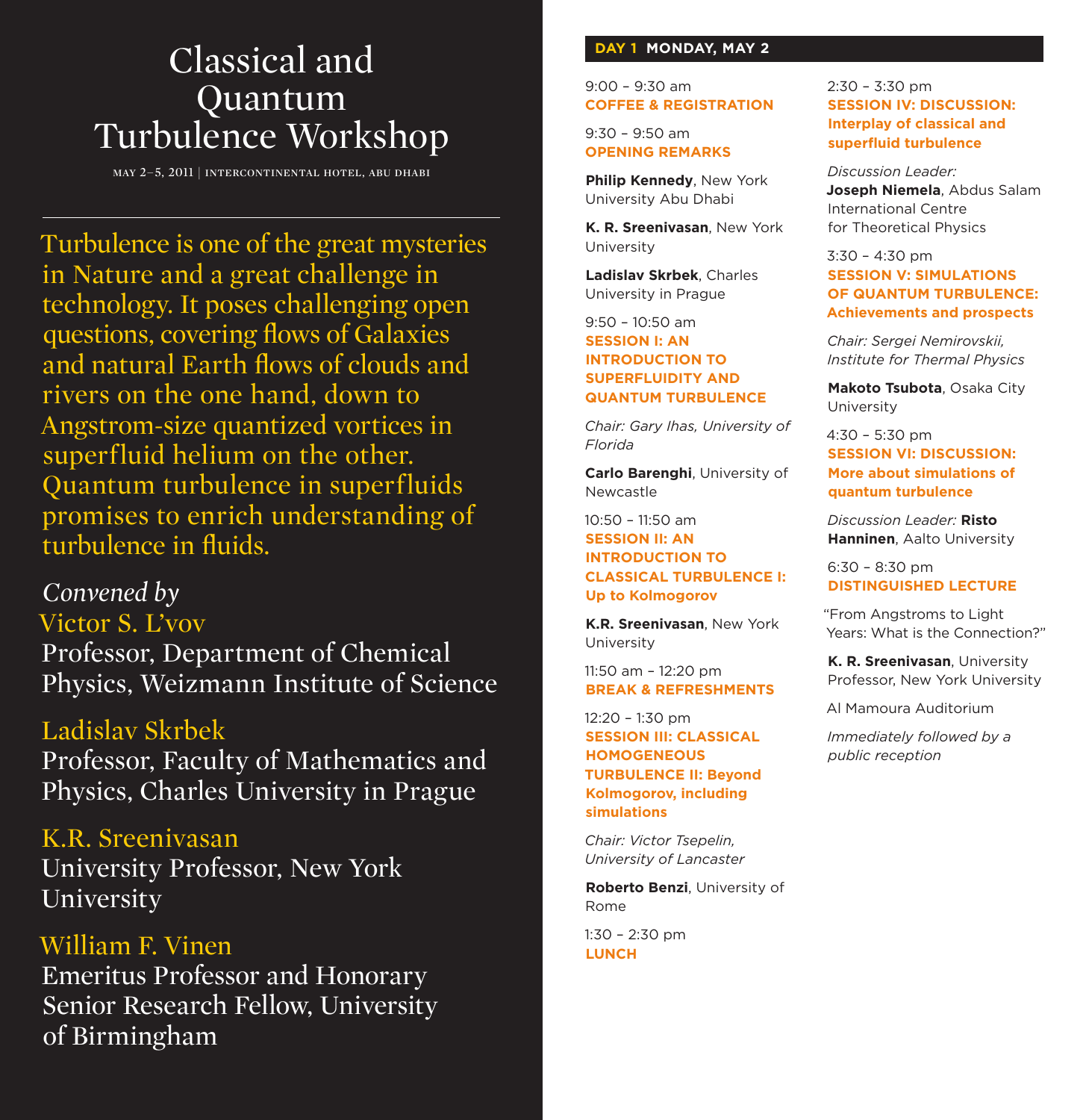# Classical and Quantum Turbulence Workshop

MAY 2–5, 2011 | INTERCONTINENTAL HOTEL, ABU DHABI

Turbulence is one of the great mysteries in Nature and a great challenge in technology. It poses challenging open questions, covering flows of Galaxies and natural Earth flows of clouds and rivers on the one hand, down to Angstrom-size quantized vortices in superfluid helium on the other. Quantum turbulence in superfluids promises to enrich understanding of turbulence in fluids.

*Convened by*

Victor S. L'vov
Professor, Department of Chemical Physics, Weizmann Institute of Science

Ladislav Skrbek
Professor, Faculty of Mathematics and Physics, Charles University in Prague

K.R. Sreenivasan
University Professor, New York University

William F. Vinen
Emeritus Professor and Honorary Senior Research Fellow, University of Birmingham

## DAY 1 MONDAY, MAY 2

9:00 – 9:30 am
**COFFEE & REGISTRATION**

9:30 – 9:50 am
**OPENING REMARKS**

**Philip Kennedy**, New York University Abu Dhabi

**K. R. Sreenivasan**, New York University

**Ladislav Skrbek**, Charles University in Prague

9:50 – 10:50 am
**SESSION I: AN INTRODUCTION TO SUPERFLUIDITY AND QUANTUM TURBULENCE**

*Chair: Gary Ihas, University of Florida*

**Carlo Barenghi**, University of Newcastle

10:50 – 11:50 am
**SESSION II: AN INTRODUCTION TO CLASSICAL TURBULENCE I: Up to Kolmogorov**

**K.R. Sreenivasan**, New York University

11:50 am – 12:20 pm
**BREAK & REFRESHMENTS**

12:20 – 1:30 pm
**SESSION III: CLASSICAL HOMOGENEOUS TURBULENCE II: Beyond Kolmogorov, including simulations**

*Chair: Victor Tsepelin, University of Lancaster*

**Roberto Benzi**, University of Rome

1:30 – 2:30 pm
**LUNCH**

2:30 – 3:30 pm
**SESSION IV: DISCUSSION: Interplay of classical and superfluid turbulence**

*Discussion Leader:*
**Joseph Niemela**, Abdus Salam International Centre for Theoretical Physics

3:30 – 4:30 pm
**SESSION V: SIMULATIONS OF QUANTUM TURBULENCE: Achievements and prospects**

*Chair: Sergei Nemirovskii, Institute for Thermal Physics*

**Makoto Tsubota**, Osaka City University

4:30 – 5:30 pm
**SESSION VI: DISCUSSION: More about simulations of quantum turbulence**

*Discussion Leader:* **Risto Hanninen**, Aalto University

6:30 – 8:30 pm
**DISTINGUISHED LECTURE**

"From Angstroms to Light Years: What is the Connection?"

**K. R. Sreenivasan**, University Professor, New York University

Al Mamoura Auditorium

*Immediately followed by a public reception*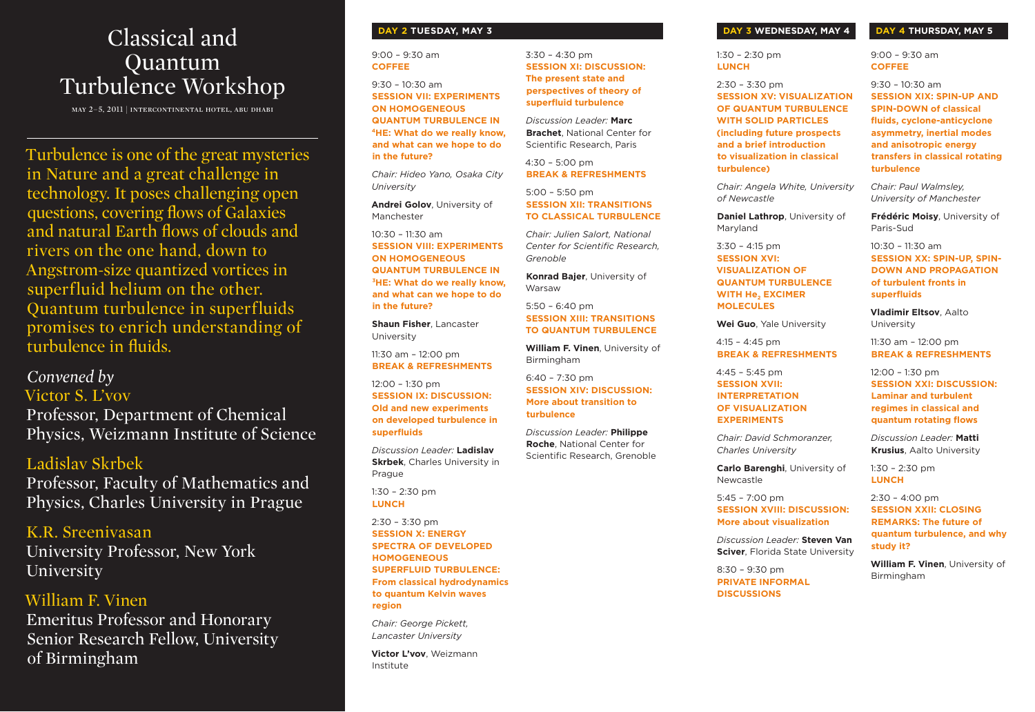# Classical and Quantum Turbulence Workshop

MAY 2–5, 2011 | INTERCONTINENTAL HOTEL, ABU DHABI

Turbulence is one of the great mysteries in Nature and a great challenge in technology. It poses challenging open questions, covering flows of Galaxies and natural Earth flows of clouds and rivers on the one hand, down to Angstrom-size quantized vortices in superfluid helium on the other. Quantum turbulence in superfluids promises to enrich understanding of turbulence in fluids.

*Convened by*

Victor S. L'vov
Professor, Department of Chemical Physics, Weizmann Institute of Science

Ladislav Skrbek
Professor, Faculty of Mathematics and Physics, Charles University in Prague

K.R. Sreenivasan
University Professor, New York University

William F. Vinen
Emeritus Professor and Honorary Senior Research Fellow, University of Birmingham

## DAY 2 TUESDAY, MAY 3

9:00 – 9:30 am
**COFFEE**

9:30 – 10:30 am
**SESSION VII: EXPERIMENTS ON HOMOGENEOUS QUANTUM TURBULENCE IN $^4$HE: What do we really know, and what can we hope to do in the future?**

*Chair: Hideo Yano, Osaka City University*

**Andrei Golov**, University of Manchester

10:30 – 11:30 am
**SESSION VIII: EXPERIMENTS ON HOMOGENEOUS QUANTUM TURBULENCE IN $^3$HE: What do we really know, and what can we hope to do in the future?**

**Shaun Fisher**, Lancaster University

11:30 am – 12:00 pm
**BREAK & REFRESHMENTS**

12:00 – 1:30 pm
**SESSION IX: DISCUSSION: Old and new experiments on developed turbulence in superfluids**

*Discussion Leader:* **Ladislav Skrbek**, Charles University in Prague

1:30 – 2:30 pm
**LUNCH**

2:30 – 3:30 pm
**SESSION X: ENERGY SPECTRA OF DEVELOPED HOMOGENEOUS SUPERFLUID TURBULENCE: From classical hydrodynamics to quantum Kelvin waves region**

*Chair: George Pickett, Lancaster University*

**Victor L'vov**, Weizmann Institute

3:30 – 4:30 pm
**SESSION XI: DISCUSSION: The present state and perspectives of theory of superfluid turbulence**

*Discussion Leader:* **Marc Brachet**, National Center for Scientific Research, Paris

4:30 – 5:00 pm
**BREAK & REFRESHMENTS**

5:00 – 5:50 pm
**SESSION XII: TRANSITIONS TO CLASSICAL TURBULENCE**

*Chair: Julien Salort, National Center for Scientific Research, Grenoble*

**Konrad Bajer**, University of Warsaw

5:50 – 6:40 pm
**SESSION XIII: TRANSITIONS TO QUANTUM TURBULENCE**

**William F. Vinen**, University of Birmingham

6:40 – 7:30 pm
**SESSION XIV: DISCUSSION: More about transition to turbulence**

*Discussion Leader:* **Philippe Roche**, National Center for Scientific Research, Grenoble

## DAY 3 WEDNESDAY, MAY 4

1:30 – 2:30 pm
**LUNCH**

2:30 – 3:30 pm
**SESSION XV: VISUALIZATION OF QUANTUM TURBULENCE WITH SOLID PARTICLES (including future prospects and a brief introduction to visualization in classical turbulence)**

*Chair: Angela White, University of Newcastle*

**Daniel Lathrop**, University of Maryland

3:30 – 4:15 pm
**SESSION XVI: VISUALIZATION OF QUANTUM TURBULENCE WITH $He_2$ EXCIMER MOLECULES**

**Wei Guo**, Yale University

4:15 – 4:45 pm
**BREAK & REFRESHMENTS**

4:45 – 5:45 pm
**SESSION XVII: INTERPRETATION OF VISUALIZATION EXPERIMENTS**

*Chair: David Schmoranzer, Charles University*

**Carlo Barenghi**, University of Newcastle

5:45 – 7:00 pm
**SESSION XVIII: DISCUSSION: More about visualization**

*Discussion Leader:* **Steven Van Sciver**, Florida State University

8:30 – 9:30 pm
**PRIVATE INFORMAL DISCUSSIONS**

## DAY 4 THURSDAY, MAY 5

9:00 – 9:30 am
**COFFEE**

9:30 – 10:30 am
**SESSION XIX: SPIN-UP AND SPIN-DOWN of classical fluids, cyclone-anticyclone asymmetry, inertial modes and anisotropic energy transfers in classical rotating turbulence**

*Chair: Paul Walmsley, University of Manchester*

**Frédéric Moisy**, University of Paris-Sud

10:30 – 11:30 am
**SESSION XX: SPIN-UP, SPIN-DOWN AND PROPAGATION of turbulent fronts in superfluids**

**Vladimir Eltsov**, Aalto University

11:30 am – 12:00 pm
**BREAK & REFRESHMENTS**

12:00 – 1:30 pm
**SESSION XXI: DISCUSSION: Laminar and turbulent regimes in classical and quantum rotating flows**

*Discussion Leader:* **Matti Krusius**, Aalto University

1:30 – 2:30 pm
**LUNCH**

2:30 – 4:00 pm
**SESSION XXII: CLOSING REMARKS: The future of quantum turbulence, and why study it?**

**William F. Vinen**, University of Birmingham